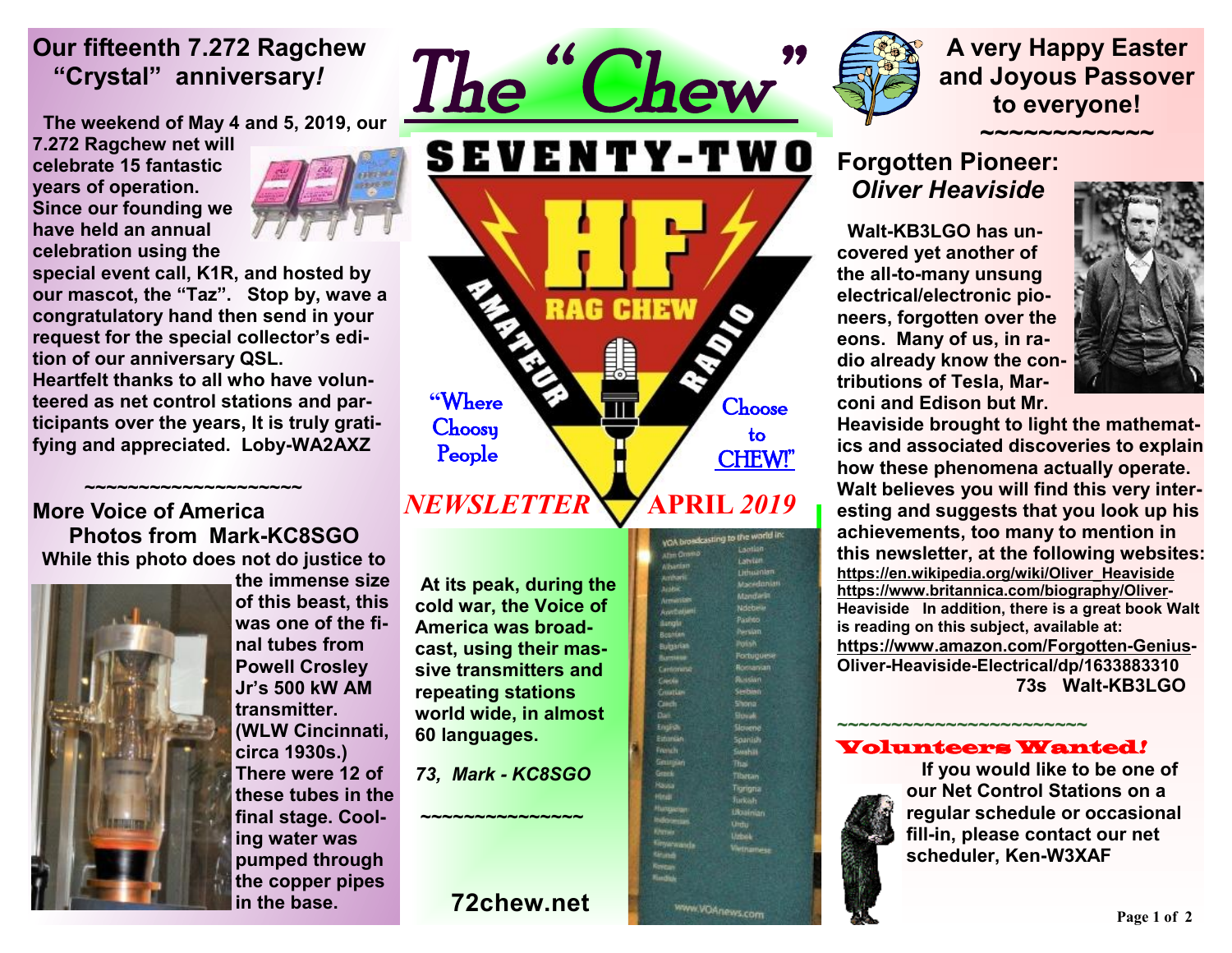# The "Chew"

SEVENTY-TWO

HF RAG CHEW AMATEUR RADIO

"Where Choosy People Choose to CHEW!"

*NEWSLETTER* **APRIL *2019***

## Our fifteenth 7.272 Ragchew "Crystal" anniversary!

**The weekend of May 4 and 5, 2019, our 7.272 Ragchew net will celebrate 15 fantastic years of operation. Since our founding we have held an annual celebration using the special event call, K1R, and hosted by our mascot, the "Taz". Stop by, wave a congratulatory hand then send in your request for the special collector's edition of our anniversary QSL.**

**Heartfelt thanks to all who have volunteered as net control stations and participants over the years, It is truly gratifying and appreciated. Loby-WA2AXZ**

~~~~~~~~~~~~~~~~~~~~

## More Voice of America Photos from Mark-KC8SGO

**While this photo does not do justice to the immense size of this beast, this was one of the final tubes from Powell Crosley Jr's 500 kW AM transmitter. (WLW Cincinnati, circa 1930s.) There were 12 of these tubes in the final stage. Cooling water was pumped through the copper pipes in the base.**

**At its peak, during the cold war, the Voice of America was broadcast, using their massive transmitters and repeating stations world wide, in almost 60 languages.**

***73, Mark - KC8SGO***

~~~~~~~~~~~~~~~

**72chew.net**

## A very Happy Easter and Joyous Passover to everyone!

~~~~~~~~~~~~

## Forgotten Pioneer: *Oliver Heaviside*

**Walt-KB3LGO has uncovered yet another of the all-to-many unsung electrical/electronic pioneers, forgotten over the eons. Many of us, in radio already know the contributions of Tesla, Marconi and Edison but Mr. Heaviside brought to light the mathematics and associated discoveries to explain how these phenomena actually operate. Walt believes you will find this very interesting and suggests that you look up his achievements, too many to mention in this newsletter, at the following websites:**

**https://en.wikipedia.org/wiki/Oliver_Heaviside**
**https://www.britannica.com/biography/Oliver-Heaviside** **In addition, there is a great book Walt is reading on this subject, available at:**
**https://www.amazon.com/Forgotten-Genius-Oliver-Heaviside-Electrical/dp/1633883310**

**73s Walt-KB3LGO**

~~~~~~~~~~~~~~~~~~~~~~~

## Volunteers Wanted!

**If you would like to be one of our Net Control Stations on a regular schedule or occasional fill-in, please contact our net scheduler, Ken-W3XAF**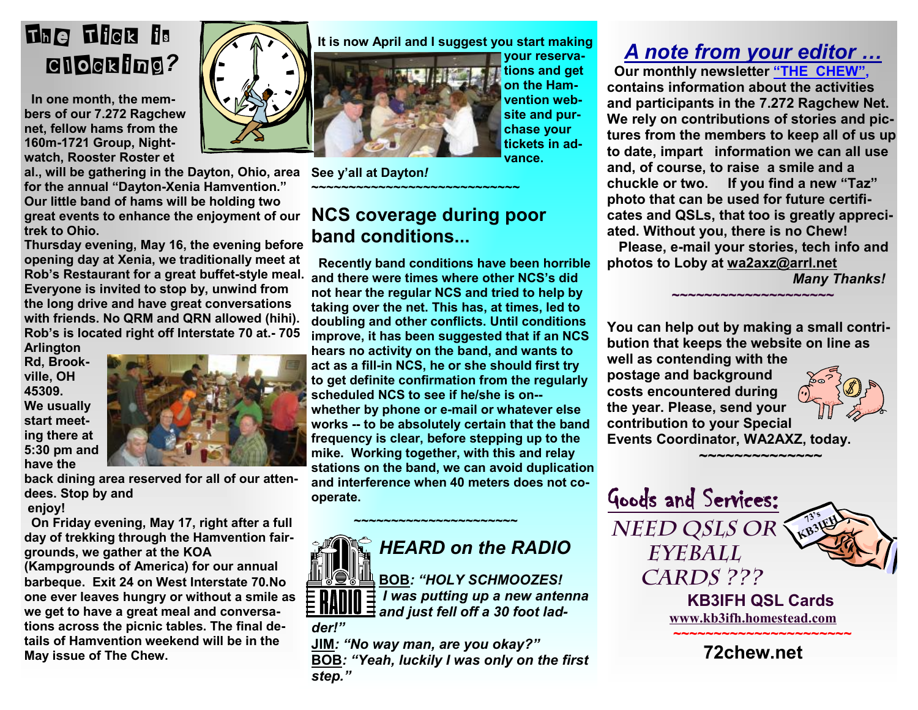## The Tick is Clocking?

In one month, the members of our 7.272 Ragchew net, fellow hams from the 160m-1721 Group, Nightwatch, Rooster Roster et al., will be gathering in the Dayton, Ohio, area for the annual "Dayton-Xenia Hamvention." Our little band of hams will be holding two great events to enhance the enjoyment of our trek to Ohio.

Thursday evening, May 16, the evening before opening day at Xenia, we traditionally meet at Rob's Restaurant for a great buffet-style meal. Everyone is invited to stop by, unwind from the long drive and have great conversations with friends. No QRM and QRN allowed (hihi). Rob's is located right off Interstate 70 at.- 705 Arlington Rd, Brookville, OH 45309. We usually start meeting there at 5:30 pm and have the back dining area reserved for all of our attendees. Stop by and enjoy!

On Friday evening, May 17, right after a full day of trekking through the Hamvention fairgrounds, we gather at the KOA (Kampgrounds of America) for our annual barbeque. Exit 24 on West Interstate 70.No one ever leaves hungry or without a smile as we get to have a great meal and conversations across the picnic tables. The final details of Hamvention weekend will be in the May issue of The Chew.

It is now April and I suggest you start making your reservations and get on the Hamvention website and purchase your tickets in advance.

See y'all at Dayton*!*

~~~~~~~~~~~~~~~~~~~~~~~~~~~~~

## NCS coverage during poor band conditions...

Recently band conditions have been horrible and there were times where other NCS's did not hear the regular NCS and tried to help by taking over the net. This has, at times, led to doubling and other conflicts. Until conditions improve, it has been suggested that if an NCS hears no activity on the band, and wants to act as a fill-in NCS, he or she should first try to get definite confirmation from the regularly scheduled NCS to see if he/she is on-- whether by phone or e-mail or whatever else works -- to be absolutely certain that the band frequency is clear, before stepping up to the mike. Working together, with this and relay stations on the band, we can avoid duplication and interference when 40 meters does not cooperate.

~~~~~~~~~~~~~~~~~~~~~~

## *HEARD on the RADIO*

***BOB**: "HOLY SCHMOOZES! I was putting up a new antenna and just fell off a 30 foot ladder!"*

***JIM**: "No way man, are you okay?"*

***BOB**: "Yeah, luckily I was only on the first step."*

## *A note from your editor …*

Our monthly newsletter **"THE CHEW"**, contains information about the activities and participants in the 7.272 Ragchew Net. We rely on contributions of stories and pictures from the members to keep all of us up to date, impart information we can all use and, of course, to raise a smile and a chuckle or two. If you find a new "Taz" photo that can be used for future certificates and QSLs, that too is greatly appreciated. Without you, there is no Chew!

Please, e-mail your stories, tech info and photos to Loby at wa2axz@arrl.net

*Many Thanks!*

~~~~~~~~~~~~~~~~~~~~~

You can help out by making a small contribution that keeps the website on line as well as contending with the postage and background costs encountered during the year. Please, send your contribution to your Special Events Coordinator, WA2AXZ, today.

~~~~~~~~~~~~~~~

## Goods and Services:

*NEED QSLS OR EYEBALL CARDS ???*

**KB3IFH QSL Cards**

www.kb3ifh.homestead.com

~~~~~~~~~~~~~~~~~~~~~~~

**72chew.net**